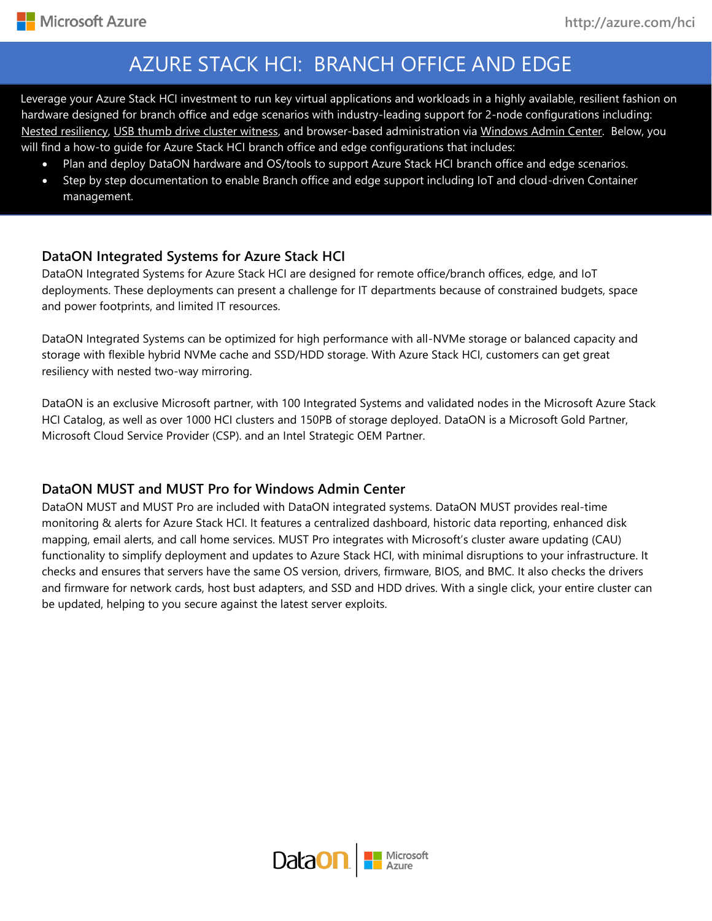# AZURE STACK HCI: BRANCH OFFICE AND EDGE

Leverage your Azure Stack HCI investment to run key virtual applications and workloads in a highly available, resilient fashion on hardware designed for branch office and edge scenarios with industry-leading support for 2-node configurations including: Nested resiliency, USB thumb drive cluster witness, and browser-based administration via Windows Admin Center. Below, you will find a how-to guide for Azure Stack HCI branch office and edge configurations that includes:

- Plan and deploy DataON hardware and OS/tools to support Azure Stack HCI branch office and edge scenarios.
- Step by step documentation to enable Branch office and edge support including IoT and cloud-driven Container management.

## DataON Integrated Systems for Azure Stack HCI

DataON Integrated Systems for Azure Stack HCI are designed for remote office/branch offices, edge, and IoT deployments. These deployments can present a challenge for IT departments because of constrained budgets, space and power footprints, and limited IT resources.

DataON Integrated Systems can be optimized for high performance with all-NVMe storage or balanced capacity and storage with flexible hybrid NVMe cache and SSD/HDD storage. With Azure Stack HCI, customers can get great resiliency with nested two-way mirroring.

DataON is an exclusive Microsoft partner, with 100 Integrated Systems and validated nodes in the Microsoft Azure Stack HCI Catalog, as well as over 1000 HCI clusters and 150PB of storage deployed. DataON is a Microsoft Gold Partner, Microsoft Cloud Service Provider (CSP). and an Intel Strategic OEM Partner.

## DataON MUST and MUST Pro for Windows Admin Center

DataON MUST and MUST Pro are included with DataON integrated systems. DataON MUST provides real-time monitoring & alerts for Azure Stack HCI. It features a centralized dashboard, historic data reporting, enhanced disk mapping, email alerts, and call home services. MUST Pro integrates with Microsoft's cluster aware updating (CAU) functionality to simplify deployment and updates to Azure Stack HCI, with minimal disruptions to your infrastructure. It checks and ensures that servers have the same OS version, drivers, firmware, BIOS, and BMC. It also checks the drivers and firmware for network cards, host bust adapters, and SSD and HDD drives. With a single click, your entire cluster can be updated, helping to you secure against the latest server exploits.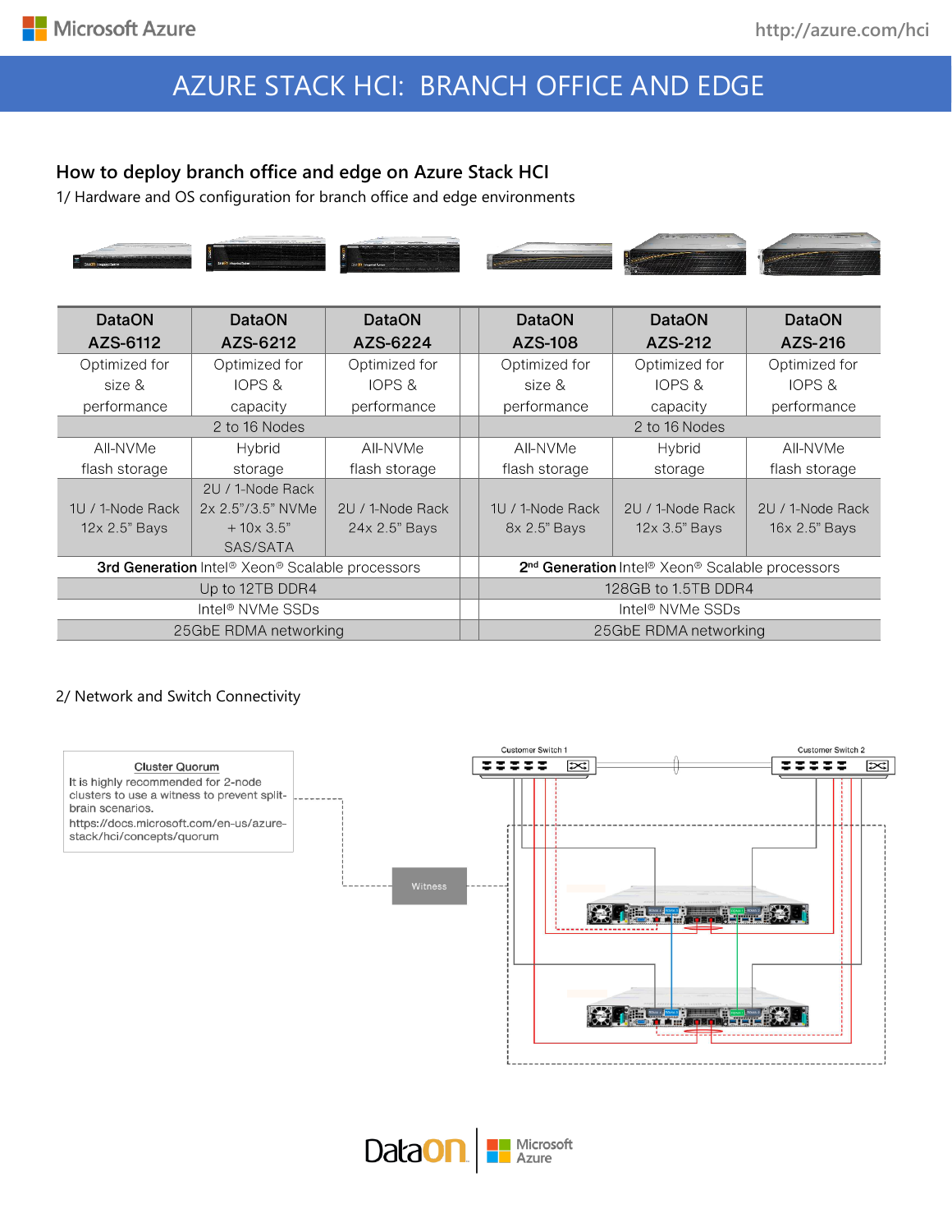# AZURE STACK HCI: BRANCH OFFICE AND EDGE

## How to deploy branch office and edge on Azure Stack HCI

1/ Hardware and OS configuration for branch office and edge environments

| DataON AZS-6112 | DataON AZS-6212 | DataON AZS-6224 | DataON AZS-108 | DataON AZS-212 | DataON AZS-216 |
|---|---|---|---|---|---|
| Optimized for size & performance | Optimized for IOPS & capacity | Optimized for IOPS & performance | Optimized for size & performance | Optimized for IOPS & capacity | Optimized for IOPS & performance |
| 2 to 16 Nodes | | | 2 to 16 Nodes | | |
| All-NVMe flash storage | Hybrid storage | All-NVMe flash storage | All-NVMe flash storage | Hybrid storage | All-NVMe flash storage |
| 1U / 1-Node Rack 12x 2.5" Bays | 2U / 1-Node Rack 2x 2.5"/3.5" NVMe + 10x 3.5" SAS/SATA | 2U / 1-Node Rack 24x 2.5" Bays | 1U / 1-Node Rack 8x 2.5" Bays | 2U / 1-Node Rack 12x 3.5" Bays | 2U / 1-Node Rack 16x 2.5" Bays |
| **3rd Generation** Intel® Xeon® Scalable processors | | | **2nd Generation** Intel® Xeon® Scalable processors | | |
| Up to 12TB DDR4 | | | 128GB to 1.5TB DDR4 | | |
| Intel® NVMe SSDs | | | Intel® NVMe SSDs | | |
| 25GbE RDMA networking | | | 25GbE RDMA networking | | |

2/ Network and Switch Connectivity

**Cluster Quorum**

It is highly recommended for 2-node clusters to use a witness to prevent split-brain scenarios.
https://docs.microsoft.com/en-us/azure-stack/hci/concepts/quorum

Customer Switch 1

Customer Switch 2

Witness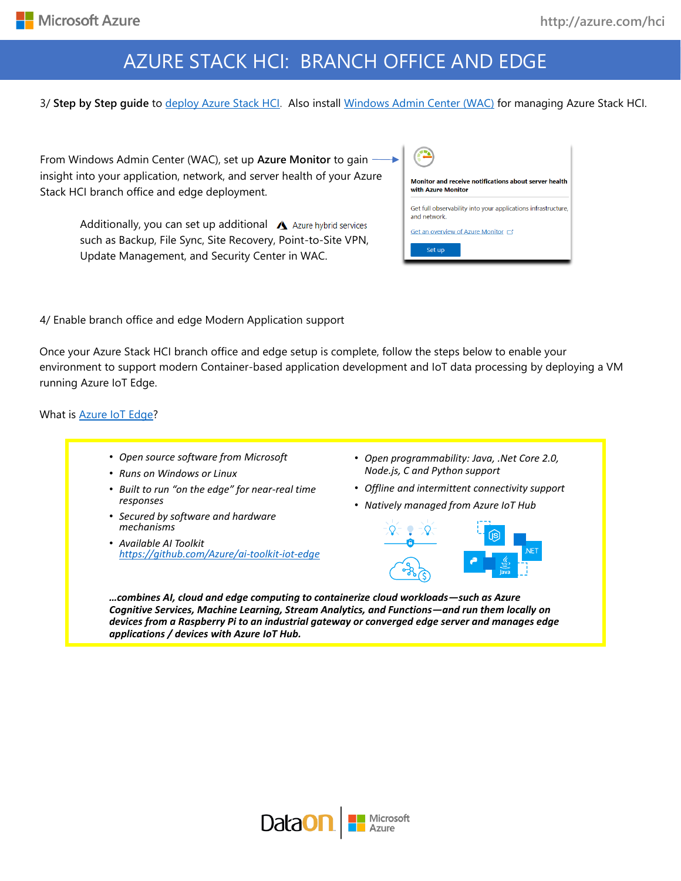# AZURE STACK HCI: BRANCH OFFICE AND EDGE

3/ **Step by Step guide** to deploy Azure Stack HCI. Also install Windows Admin Center (WAC) for managing Azure Stack HCI.

From Windows Admin Center (WAC), set up **Azure Monitor** to gain insight into your application, network, and server health of your Azure Stack HCI branch office and edge deployment.

Monitor and receive notifications about server health with Azure Monitor

Get full observability into your applications infrastructure, and network.

Get an overview of Azure Monitor

Set up

Additionally, you can set up additional Azure hybrid services such as Backup, File Sync, Site Recovery, Point-to-Site VPN, Update Management, and Security Center in WAC.

4/ Enable branch office and edge Modern Application support

Once your Azure Stack HCI branch office and edge setup is complete, follow the steps below to enable your environment to support modern Container-based application development and IoT data processing by deploying a VM running Azure IoT Edge.

What is Azure IoT Edge?

- *Open source software from Microsoft*
- *Runs on Windows or Linux*
- *Built to run "on the edge" for near-real time responses*
- *Secured by software and hardware mechanisms*
- *Available AI Toolkit* *https://github.com/Azure/ai-toolkit-iot-edge*
- *Open programmability: Java, .Net Core 2.0, Node.js, C and Python support*
- *Offline and intermittent connectivity support*
- *Natively managed from Azure IoT Hub*

***…combines AI, cloud and edge computing to containerize cloud workloads—such as Azure Cognitive Services, Machine Learning, Stream Analytics, and Functions—and run them locally on devices from a Raspberry Pi to an industrial gateway or converged edge server and manages edge applications / devices with Azure IoT Hub.***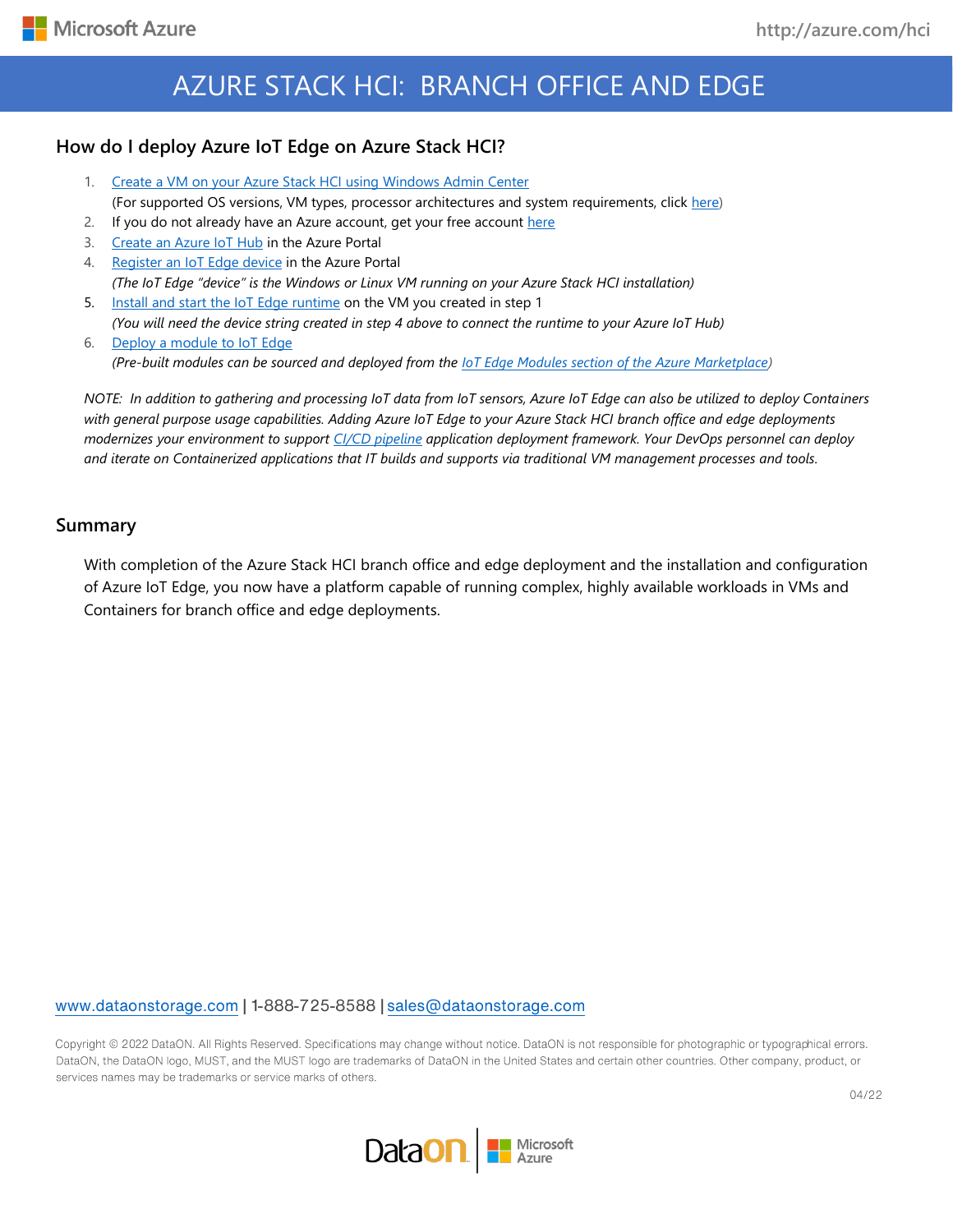# AZURE STACK HCI: BRANCH OFFICE AND EDGE

## How do I deploy Azure IoT Edge on Azure Stack HCI?

1. Create a VM on your Azure Stack HCI using Windows Admin Center
   (For supported OS versions, VM types, processor architectures and system requirements, click here)
2. If you do not already have an Azure account, get your free account here
3. Create an Azure IoT Hub in the Azure Portal
4. Register an IoT Edge device in the Azure Portal
   *(The IoT Edge "device" is the Windows or Linux VM running on your Azure Stack HCI installation)*
5. Install and start the IoT Edge runtime on the VM you created in step 1
   *(You will need the device string created in step 4 above to connect the runtime to your Azure IoT Hub)*
6. Deploy a module to IoT Edge
   *(Pre-built modules can be sourced and deployed from the IoT Edge Modules section of the Azure Marketplace)*

*NOTE: In addition to gathering and processing IoT data from IoT sensors, Azure IoT Edge can also be utilized to deploy Containers with general purpose usage capabilities. Adding Azure IoT Edge to your Azure Stack HCI branch office and edge deployments modernizes your environment to support CI/CD pipeline application deployment framework. Your DevOps personnel can deploy and iterate on Containerized applications that IT builds and supports via traditional VM management processes and tools.*

## Summary

With completion of the Azure Stack HCI branch office and edge deployment and the installation and configuration of Azure IoT Edge, you now have a platform capable of running complex, highly available workloads in VMs and Containers for branch office and edge deployments.

www.dataonstorage.com | 1-888-725-8588 | sales@dataonstorage.com

Copyright © 2022 DataON. All Rights Reserved. Specifications may change without notice. DataON is not responsible for photographic or typographical errors. DataON, the DataON logo, MUST, and the MUST logo are trademarks of DataON in the United States and certain other countries. Other company, product, or services names may be trademarks or service marks of others.

04/22